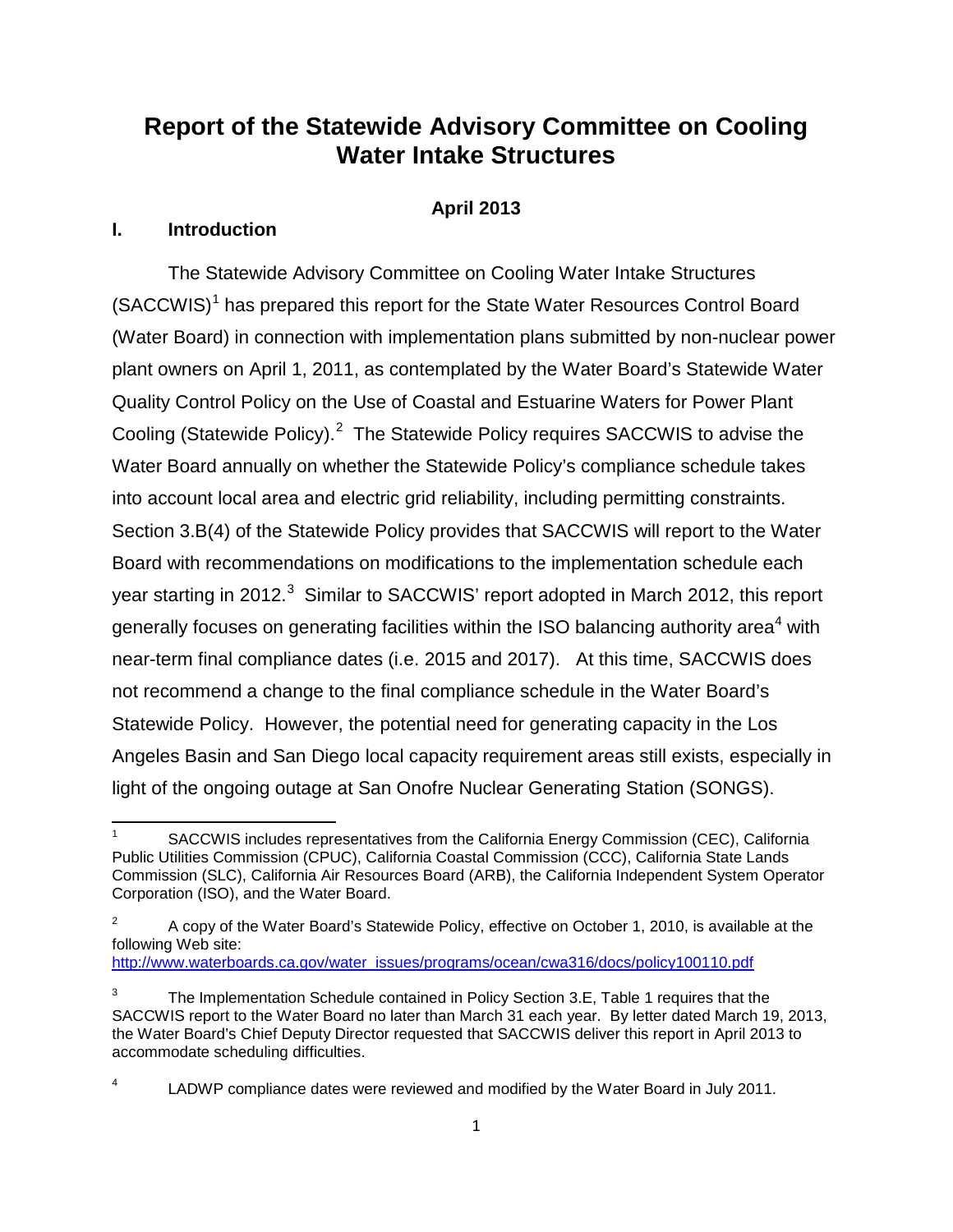# Report of the Statewide Advisory Committee on Cooling Water Intake Structures

**April 2013**

## I. Introduction

The Statewide Advisory Committee on Cooling Water Intake Structures (SACCWIS)[1] has prepared this report for the State Water Resources Control Board (Water Board) in connection with implementation plans submitted by non-nuclear power plant owners on April 1, 2011, as contemplated by the Water Board's Statewide Water Quality Control Policy on the Use of Coastal and Estuarine Waters for Power Plant Cooling (Statewide Policy).[2] The Statewide Policy requires SACCWIS to advise the Water Board annually on whether the Statewide Policy's compliance schedule takes into account local area and electric grid reliability, including permitting constraints. Section 3.B(4) of the Statewide Policy provides that SACCWIS will report to the Water Board with recommendations on modifications to the implementation schedule each year starting in 2012.[3] Similar to SACCWIS' report adopted in March 2012, this report generally focuses on generating facilities within the ISO balancing authority area[4] with near-term final compliance dates (i.e. 2015 and 2017). At this time, SACCWIS does not recommend a change to the final compliance schedule in the Water Board's Statewide Policy. However, the potential need for generating capacity in the Los Angeles Basin and San Diego local capacity requirement areas still exists, especially in light of the ongoing outage at San Onofre Nuclear Generating Station (SONGS).

---

[1] SACCWIS includes representatives from the California Energy Commission (CEC), California Public Utilities Commission (CPUC), California Coastal Commission (CCC), California State Lands Commission (SLC), California Air Resources Board (ARB), the California Independent System Operator Corporation (ISO), and the Water Board.

[2] A copy of the Water Board's Statewide Policy, effective on October 1, 2010, is available at the following Web site: http://www.waterboards.ca.gov/water_issues/programs/ocean/cwa316/docs/policy100110.pdf

[3] The Implementation Schedule contained in Policy Section 3.E, Table 1 requires that the SACCWIS report to the Water Board no later than March 31 each year. By letter dated March 19, 2013, the Water Board's Chief Deputy Director requested that SACCWIS deliver this report in April 2013 to accommodate scheduling difficulties.

[4] LADWP compliance dates were reviewed and modified by the Water Board in July 2011.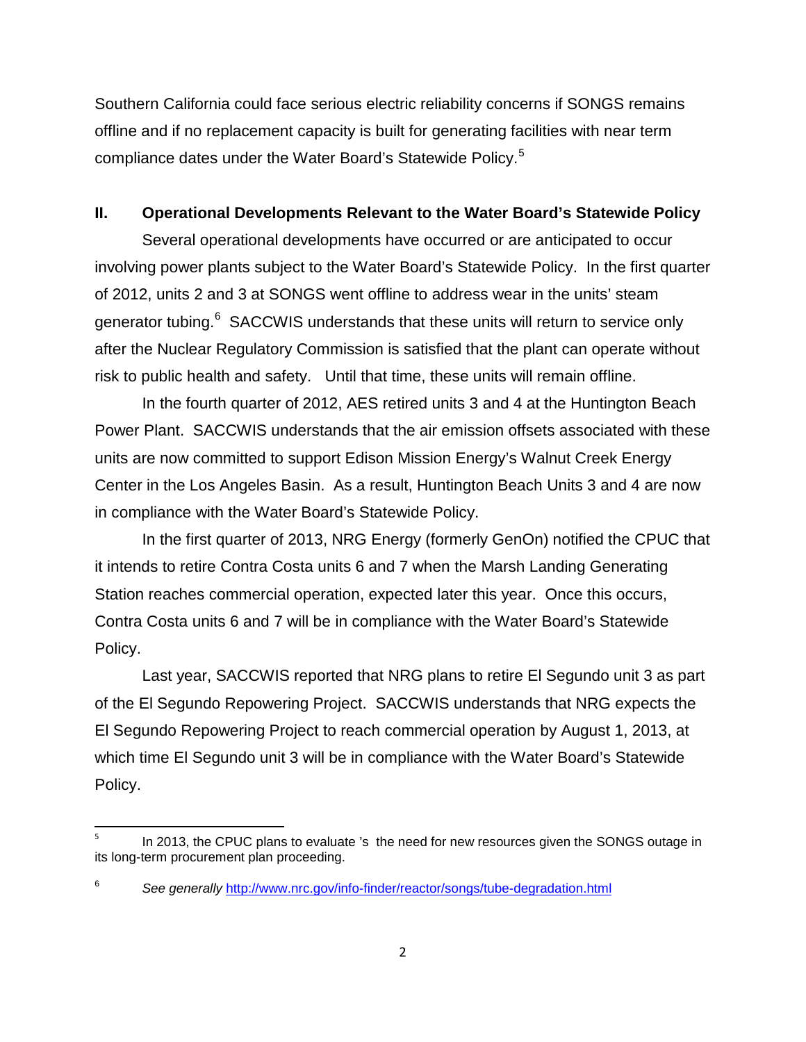Southern California could face serious electric reliability concerns if SONGS remains offline and if no replacement capacity is built for generating facilities with near term compliance dates under the Water Board's Statewide Policy.[5]

## II. Operational Developments Relevant to the Water Board's Statewide Policy

Several operational developments have occurred or are anticipated to occur involving power plants subject to the Water Board's Statewide Policy. In the first quarter of 2012, units 2 and 3 at SONGS went offline to address wear in the units' steam generator tubing.[6] SACCWIS understands that these units will return to service only after the Nuclear Regulatory Commission is satisfied that the plant can operate without risk to public health and safety. Until that time, these units will remain offline.

In the fourth quarter of 2012, AES retired units 3 and 4 at the Huntington Beach Power Plant. SACCWIS understands that the air emission offsets associated with these units are now committed to support Edison Mission Energy's Walnut Creek Energy Center in the Los Angeles Basin. As a result, Huntington Beach Units 3 and 4 are now in compliance with the Water Board's Statewide Policy.

In the first quarter of 2013, NRG Energy (formerly GenOn) notified the CPUC that it intends to retire Contra Costa units 6 and 7 when the Marsh Landing Generating Station reaches commercial operation, expected later this year. Once this occurs, Contra Costa units 6 and 7 will be in compliance with the Water Board's Statewide Policy.

Last year, SACCWIS reported that NRG plans to retire El Segundo unit 3 as part of the El Segundo Repowering Project. SACCWIS understands that NRG expects the El Segundo Repowering Project to reach commercial operation by August 1, 2013, at which time El Segundo unit 3 will be in compliance with the Water Board's Statewide Policy.

---

[5] In 2013, the CPUC plans to evaluate 's the need for new resources given the SONGS outage in its long-term procurement plan proceeding.

[6] *See generally* http://www.nrc.gov/info-finder/reactor/songs/tube-degradation.html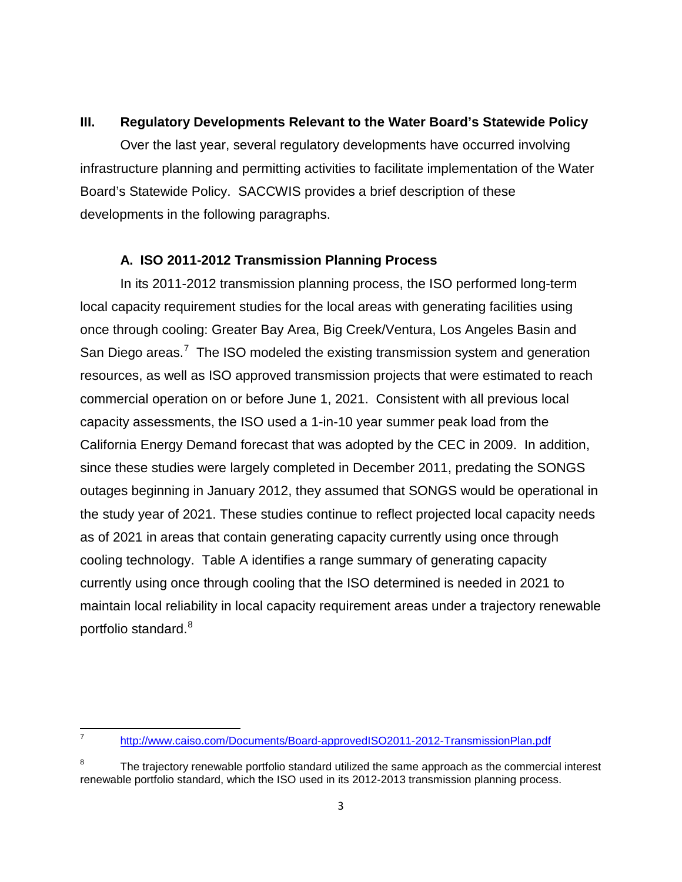## III. Regulatory Developments Relevant to the Water Board's Statewide Policy

Over the last year, several regulatory developments have occurred involving infrastructure planning and permitting activities to facilitate implementation of the Water Board's Statewide Policy. SACCWIS provides a brief description of these developments in the following paragraphs.

### A. ISO 2011-2012 Transmission Planning Process

In its 2011-2012 transmission planning process, the ISO performed long-term local capacity requirement studies for the local areas with generating facilities using once through cooling: Greater Bay Area, Big Creek/Ventura, Los Angeles Basin and San Diego areas.[7] The ISO modeled the existing transmission system and generation resources, as well as ISO approved transmission projects that were estimated to reach commercial operation on or before June 1, 2021. Consistent with all previous local capacity assessments, the ISO used a 1-in-10 year summer peak load from the California Energy Demand forecast that was adopted by the CEC in 2009. In addition, since these studies were largely completed in December 2011, predating the SONGS outages beginning in January 2012, they assumed that SONGS would be operational in the study year of 2021. These studies continue to reflect projected local capacity needs as of 2021 in areas that contain generating capacity currently using once through cooling technology. Table A identifies a range summary of generating capacity currently using once through cooling that the ISO determined is needed in 2021 to maintain local reliability in local capacity requirement areas under a trajectory renewable portfolio standard.[8]

---

[7] http://www.caiso.com/Documents/Board-approvedISO2011-2012-TransmissionPlan.pdf

[8] The trajectory renewable portfolio standard utilized the same approach as the commercial interest renewable portfolio standard, which the ISO used in its 2012-2013 transmission planning process.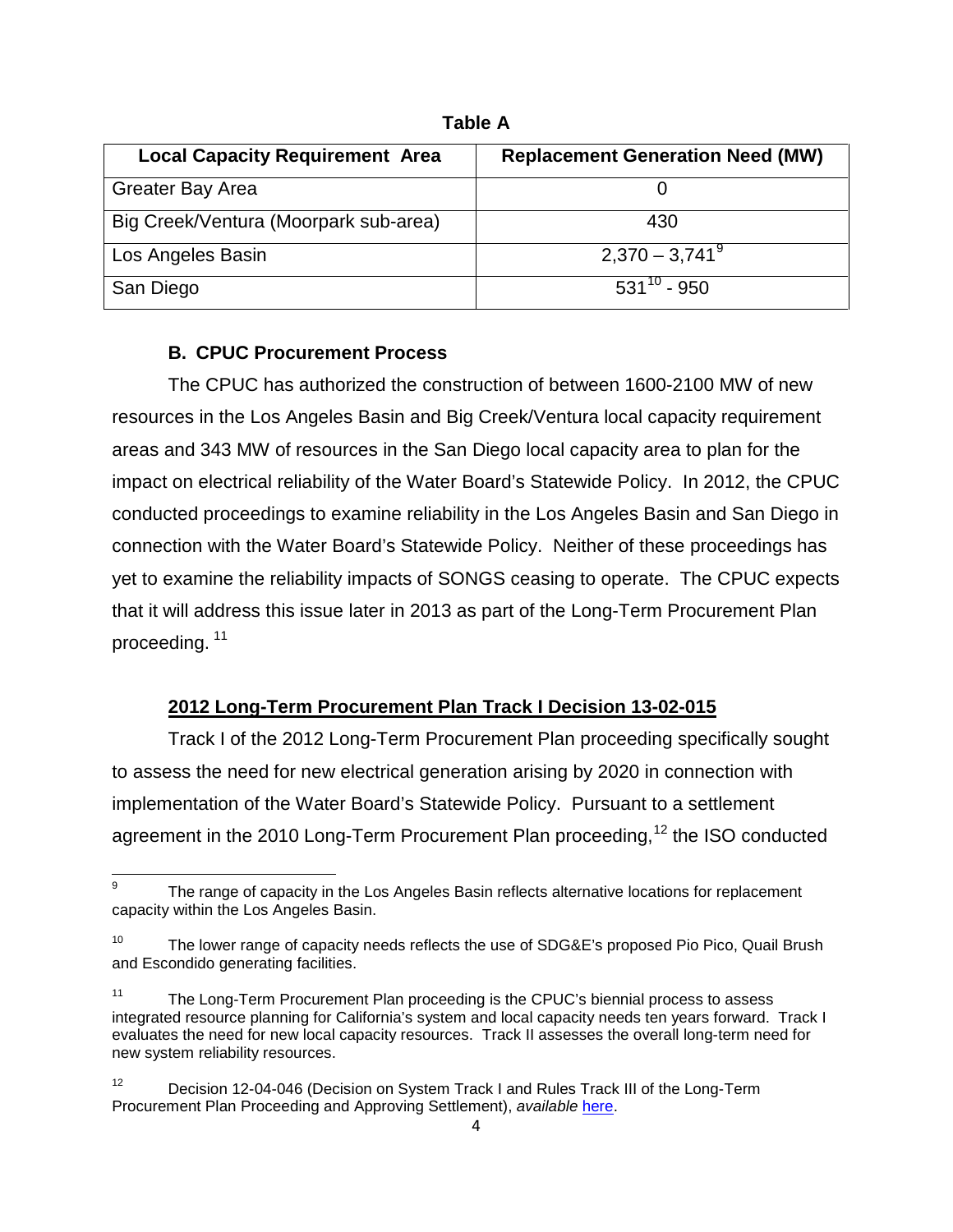**Table A**

| Local Capacity Requirement Area | Replacement Generation Need (MW) |
| --- | --- |
| Greater Bay Area | 0 |
| Big Creek/Ventura (Moorpark sub-area) | 430 |
| Los Angeles Basin | 2,370 – 3,741[9] |
| San Diego | 531[10] - 950 |

### B. CPUC Procurement Process

The CPUC has authorized the construction of between 1600-2100 MW of new resources in the Los Angeles Basin and Big Creek/Ventura local capacity requirement areas and 343 MW of resources in the San Diego local capacity area to plan for the impact on electrical reliability of the Water Board's Statewide Policy. In 2012, the CPUC conducted proceedings to examine reliability in the Los Angeles Basin and San Diego in connection with the Water Board's Statewide Policy. Neither of these proceedings has yet to examine the reliability impacts of SONGS ceasing to operate. The CPUC expects that it will address this issue later in 2013 as part of the Long-Term Procurement Plan proceeding.[11]

**2012 Long-Term Procurement Plan Track I Decision 13-02-015**

Track I of the 2012 Long-Term Procurement Plan proceeding specifically sought to assess the need for new electrical generation arising by 2020 in connection with implementation of the Water Board's Statewide Policy. Pursuant to a settlement agreement in the 2010 Long-Term Procurement Plan proceeding,[12] the ISO conducted

---

[9] The range of capacity in the Los Angeles Basin reflects alternative locations for replacement capacity within the Los Angeles Basin.

[10] The lower range of capacity needs reflects the use of SDG&E's proposed Pio Pico, Quail Brush and Escondido generating facilities.

[11] The Long-Term Procurement Plan proceeding is the CPUC's biennial process to assess integrated resource planning for California's system and local capacity needs ten years forward. Track I evaluates the need for new local capacity resources. Track II assesses the overall long-term need for new system reliability resources.

[12] Decision 12-04-046 (Decision on System Track I and Rules Track III of the Long-Term Procurement Plan Proceeding and Approving Settlement), *available* here.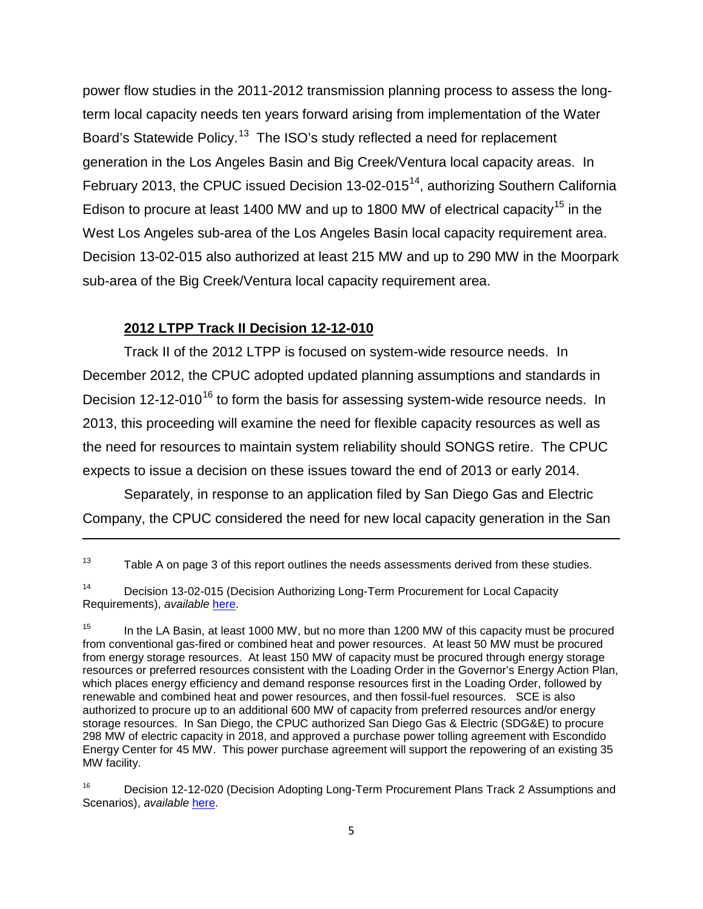power flow studies in the 2011-2012 transmission planning process to assess the long-term local capacity needs ten years forward arising from implementation of the Water Board's Statewide Policy.[13] The ISO's study reflected a need for replacement generation in the Los Angeles Basin and Big Creek/Ventura local capacity areas. In February 2013, the CPUC issued Decision 13-02-015[14], authorizing Southern California Edison to procure at least 1400 MW and up to 1800 MW of electrical capacity[15] in the West Los Angeles sub-area of the Los Angeles Basin local capacity requirement area. Decision 13-02-015 also authorized at least 215 MW and up to 290 MW in the Moorpark sub-area of the Big Creek/Ventura local capacity requirement area.

**2012 LTPP Track II Decision 12-12-010**

Track II of the 2012 LTPP is focused on system-wide resource needs. In December 2012, the CPUC adopted updated planning assumptions and standards in Decision 12-12-010[16] to form the basis for assessing system-wide resource needs. In 2013, this proceeding will examine the need for flexible capacity resources as well as the need for resources to maintain system reliability should SONGS retire. The CPUC expects to issue a decision on these issues toward the end of 2013 or early 2014.

Separately, in response to an application filed by San Diego Gas and Electric Company, the CPUC considered the need for new local capacity generation in the San

---

[13] Table A on page 3 of this report outlines the needs assessments derived from these studies.

[14] Decision 13-02-015 (Decision Authorizing Long-Term Procurement for Local Capacity Requirements), *available* here.

[15] In the LA Basin, at least 1000 MW, but no more than 1200 MW of this capacity must be procured from conventional gas-fired or combined heat and power resources. At least 50 MW must be procured from energy storage resources. At least 150 MW of capacity must be procured through energy storage resources or preferred resources consistent with the Loading Order in the Governor's Energy Action Plan, which places energy efficiency and demand response resources first in the Loading Order, followed by renewable and combined heat and power resources, and then fossil-fuel resources. SCE is also authorized to procure up to an additional 600 MW of capacity from preferred resources and/or energy storage resources. In San Diego, the CPUC authorized San Diego Gas & Electric (SDG&E) to procure 298 MW of electric capacity in 2018, and approved a purchase power tolling agreement with Escondido Energy Center for 45 MW. This power purchase agreement will support the repowering of an existing 35 MW facility.

[16] Decision 12-12-020 (Decision Adopting Long-Term Procurement Plans Track 2 Assumptions and Scenarios), *available* here.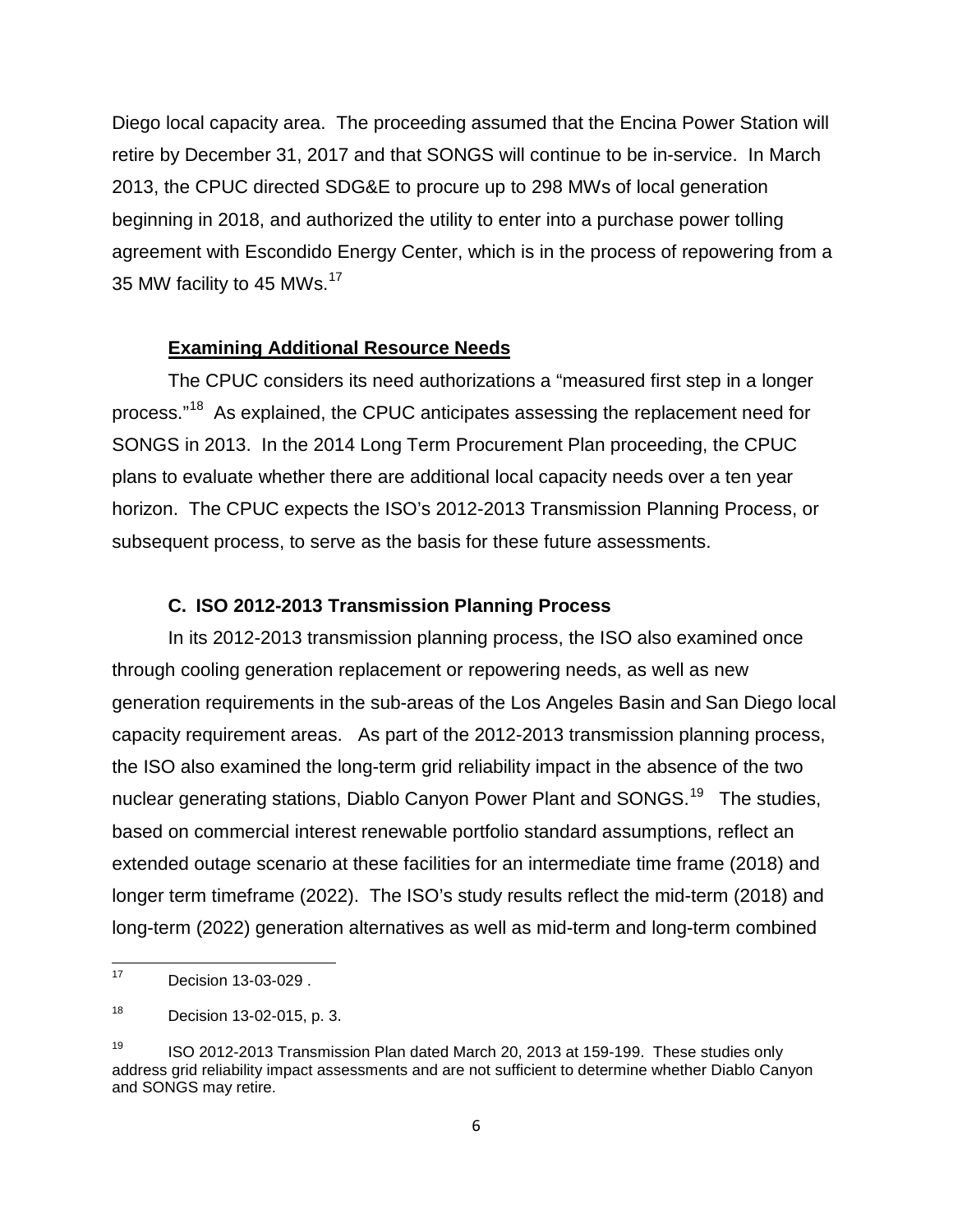Diego local capacity area. The proceeding assumed that the Encina Power Station will retire by December 31, 2017 and that SONGS will continue to be in-service. In March 2013, the CPUC directed SDG&E to procure up to 298 MWs of local generation beginning in 2018, and authorized the utility to enter into a purchase power tolling agreement with Escondido Energy Center, which is in the process of repowering from a 35 MW facility to 45 MWs.[17]

**Examining Additional Resource Needs**

The CPUC considers its need authorizations a "measured first step in a longer process."[18] As explained, the CPUC anticipates assessing the replacement need for SONGS in 2013. In the 2014 Long Term Procurement Plan proceeding, the CPUC plans to evaluate whether there are additional local capacity needs over a ten year horizon. The CPUC expects the ISO's 2012-2013 Transmission Planning Process, or subsequent process, to serve as the basis for these future assessments.

### C. ISO 2012-2013 Transmission Planning Process

In its 2012-2013 transmission planning process, the ISO also examined once through cooling generation replacement or repowering needs, as well as new generation requirements in the sub-areas of the Los Angeles Basin and San Diego local capacity requirement areas. As part of the 2012-2013 transmission planning process, the ISO also examined the long-term grid reliability impact in the absence of the two nuclear generating stations, Diablo Canyon Power Plant and SONGS.[19] The studies, based on commercial interest renewable portfolio standard assumptions, reflect an extended outage scenario at these facilities for an intermediate time frame (2018) and longer term timeframe (2022). The ISO's study results reflect the mid-term (2018) and long-term (2022) generation alternatives as well as mid-term and long-term combined

---

[17] Decision 13-03-029 .

[18] Decision 13-02-015, p. 3.

[19] ISO 2012-2013 Transmission Plan dated March 20, 2013 at 159-199. These studies only address grid reliability impact assessments and are not sufficient to determine whether Diablo Canyon and SONGS may retire.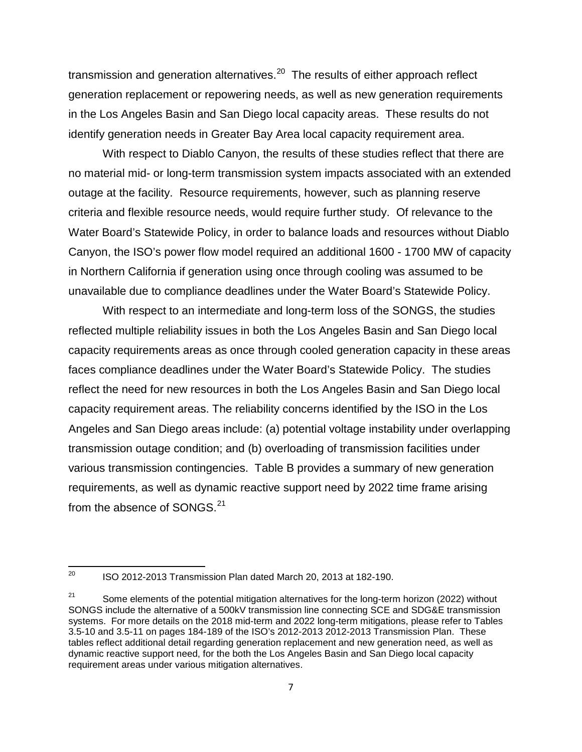transmission and generation alternatives.[20] The results of either approach reflect generation replacement or repowering needs, as well as new generation requirements in the Los Angeles Basin and San Diego local capacity areas. These results do not identify generation needs in Greater Bay Area local capacity requirement area.

With respect to Diablo Canyon, the results of these studies reflect that there are no material mid- or long-term transmission system impacts associated with an extended outage at the facility. Resource requirements, however, such as planning reserve criteria and flexible resource needs, would require further study. Of relevance to the Water Board's Statewide Policy, in order to balance loads and resources without Diablo Canyon, the ISO's power flow model required an additional 1600 - 1700 MW of capacity in Northern California if generation using once through cooling was assumed to be unavailable due to compliance deadlines under the Water Board's Statewide Policy.

With respect to an intermediate and long-term loss of the SONGS, the studies reflected multiple reliability issues in both the Los Angeles Basin and San Diego local capacity requirements areas as once through cooled generation capacity in these areas faces compliance deadlines under the Water Board's Statewide Policy. The studies reflect the need for new resources in both the Los Angeles Basin and San Diego local capacity requirement areas. The reliability concerns identified by the ISO in the Los Angeles and San Diego areas include: (a) potential voltage instability under overlapping transmission outage condition; and (b) overloading of transmission facilities under various transmission contingencies. Table B provides a summary of new generation requirements, as well as dynamic reactive support need by 2022 time frame arising from the absence of SONGS.[21]

---

[20] ISO 2012-2013 Transmission Plan dated March 20, 2013 at 182-190.

[21] Some elements of the potential mitigation alternatives for the long-term horizon (2022) without SONGS include the alternative of a 500kV transmission line connecting SCE and SDG&E transmission systems. For more details on the 2018 mid-term and 2022 long-term mitigations, please refer to Tables 3.5-10 and 3.5-11 on pages 184-189 of the ISO's 2012-2013 2012-2013 Transmission Plan. These tables reflect additional detail regarding generation replacement and new generation need, as well as dynamic reactive support need, for the both the Los Angeles Basin and San Diego local capacity requirement areas under various mitigation alternatives.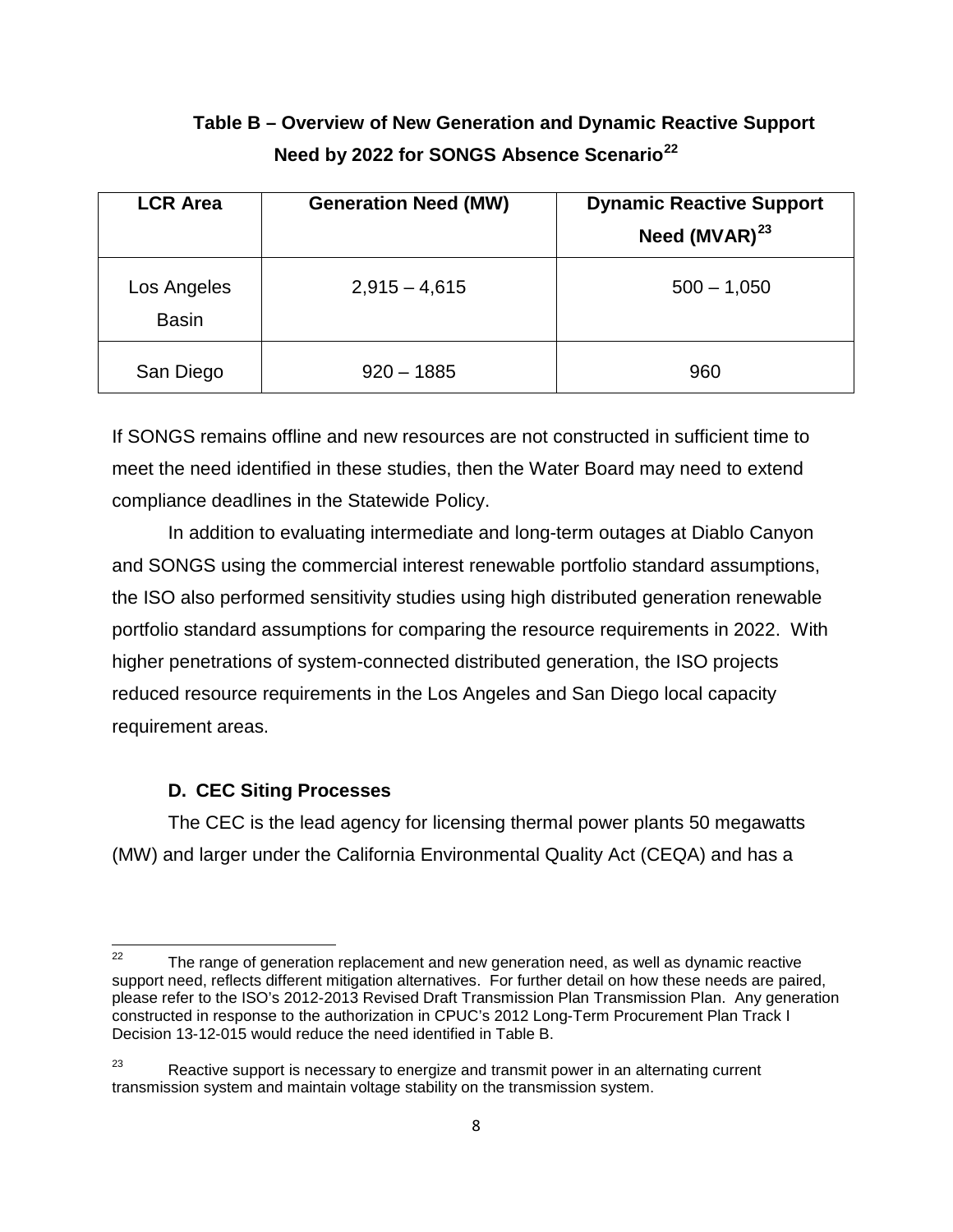**Table B – Overview of New Generation and Dynamic Reactive Support Need by 2022 for SONGS Absence Scenario[22]**

| LCR Area | Generation Need (MW) | Dynamic Reactive Support Need (MVAR)[23] |
|---|---|---|
| Los Angeles Basin | 2,915 – 4,615 | 500 – 1,050 |
| San Diego | 920 – 1885 | 960 |

If SONGS remains offline and new resources are not constructed in sufficient time to meet the need identified in these studies, then the Water Board may need to extend compliance deadlines in the Statewide Policy.

In addition to evaluating intermediate and long-term outages at Diablo Canyon and SONGS using the commercial interest renewable portfolio standard assumptions, the ISO also performed sensitivity studies using high distributed generation renewable portfolio standard assumptions for comparing the resource requirements in 2022. With higher penetrations of system-connected distributed generation, the ISO projects reduced resource requirements in the Los Angeles and San Diego local capacity requirement areas.

### D. CEC Siting Processes

The CEC is the lead agency for licensing thermal power plants 50 megawatts (MW) and larger under the California Environmental Quality Act (CEQA) and has a

---

[22] The range of generation replacement and new generation need, as well as dynamic reactive support need, reflects different mitigation alternatives. For further detail on how these needs are paired, please refer to the ISO's 2012-2013 Revised Draft Transmission Plan Transmission Plan. Any generation constructed in response to the authorization in CPUC's 2012 Long-Term Procurement Plan Track I Decision 13-12-015 would reduce the need identified in Table B.

[23] Reactive support is necessary to energize and transmit power in an alternating current transmission system and maintain voltage stability on the transmission system.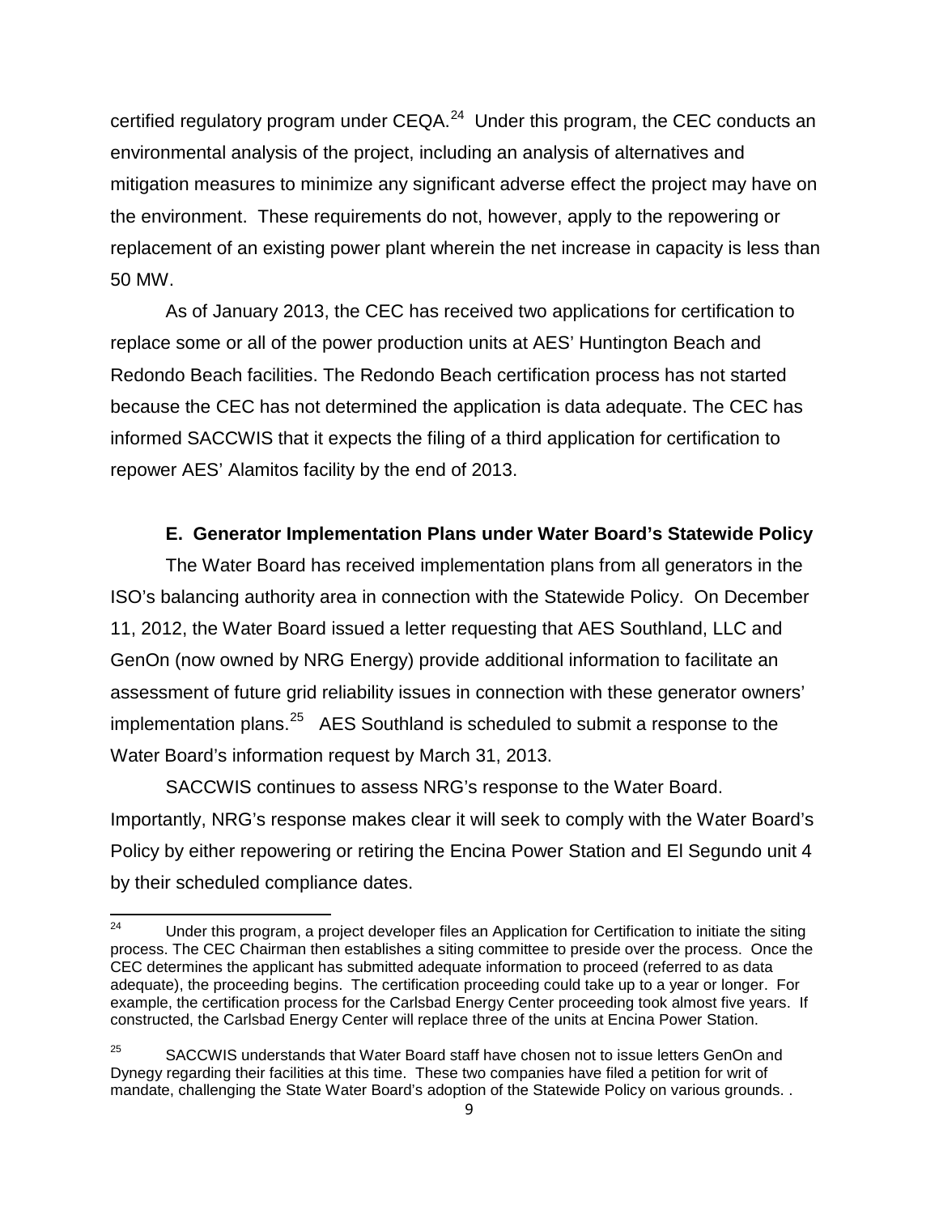certified regulatory program under CEQA.[24] Under this program, the CEC conducts an environmental analysis of the project, including an analysis of alternatives and mitigation measures to minimize any significant adverse effect the project may have on the environment. These requirements do not, however, apply to the repowering or replacement of an existing power plant wherein the net increase in capacity is less than 50 MW.

As of January 2013, the CEC has received two applications for certification to replace some or all of the power production units at AES' Huntington Beach and Redondo Beach facilities. The Redondo Beach certification process has not started because the CEC has not determined the application is data adequate. The CEC has informed SACCWIS that it expects the filing of a third application for certification to repower AES' Alamitos facility by the end of 2013.

### E. Generator Implementation Plans under Water Board's Statewide Policy

The Water Board has received implementation plans from all generators in the ISO's balancing authority area in connection with the Statewide Policy. On December 11, 2012, the Water Board issued a letter requesting that AES Southland, LLC and GenOn (now owned by NRG Energy) provide additional information to facilitate an assessment of future grid reliability issues in connection with these generator owners' implementation plans.[25] AES Southland is scheduled to submit a response to the Water Board's information request by March 31, 2013.

SACCWIS continues to assess NRG's response to the Water Board. Importantly, NRG's response makes clear it will seek to comply with the Water Board's Policy by either repowering or retiring the Encina Power Station and El Segundo unit 4 by their scheduled compliance dates.

---

[24] Under this program, a project developer files an Application for Certification to initiate the siting process. The CEC Chairman then establishes a siting committee to preside over the process. Once the CEC determines the applicant has submitted adequate information to proceed (referred to as data adequate), the proceeding begins. The certification proceeding could take up to a year or longer. For example, the certification process for the Carlsbad Energy Center proceeding took almost five years. If constructed, the Carlsbad Energy Center will replace three of the units at Encina Power Station.

[25] SACCWIS understands that Water Board staff have chosen not to issue letters GenOn and Dynegy regarding their facilities at this time. These two companies have filed a petition for writ of mandate, challenging the State Water Board's adoption of the Statewide Policy on various grounds. .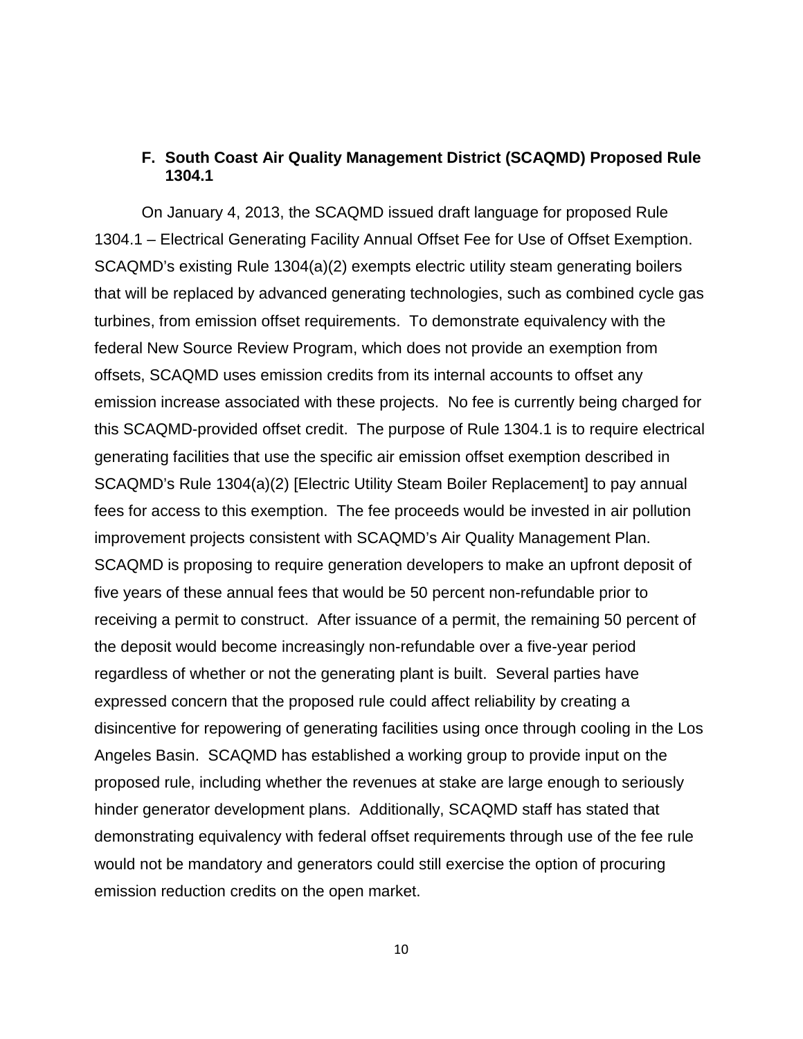### F. South Coast Air Quality Management District (SCAQMD) Proposed Rule 1304.1

On January 4, 2013, the SCAQMD issued draft language for proposed Rule 1304.1 – Electrical Generating Facility Annual Offset Fee for Use of Offset Exemption. SCAQMD's existing Rule 1304(a)(2) exempts electric utility steam generating boilers that will be replaced by advanced generating technologies, such as combined cycle gas turbines, from emission offset requirements. To demonstrate equivalency with the federal New Source Review Program, which does not provide an exemption from offsets, SCAQMD uses emission credits from its internal accounts to offset any emission increase associated with these projects. No fee is currently being charged for this SCAQMD-provided offset credit. The purpose of Rule 1304.1 is to require electrical generating facilities that use the specific air emission offset exemption described in SCAQMD's Rule 1304(a)(2) [Electric Utility Steam Boiler Replacement] to pay annual fees for access to this exemption. The fee proceeds would be invested in air pollution improvement projects consistent with SCAQMD's Air Quality Management Plan. SCAQMD is proposing to require generation developers to make an upfront deposit of five years of these annual fees that would be 50 percent non-refundable prior to receiving a permit to construct. After issuance of a permit, the remaining 50 percent of the deposit would become increasingly non-refundable over a five-year period regardless of whether or not the generating plant is built. Several parties have expressed concern that the proposed rule could affect reliability by creating a disincentive for repowering of generating facilities using once through cooling in the Los Angeles Basin. SCAQMD has established a working group to provide input on the proposed rule, including whether the revenues at stake are large enough to seriously hinder generator development plans. Additionally, SCAQMD staff has stated that demonstrating equivalency with federal offset requirements through use of the fee rule would not be mandatory and generators could still exercise the option of procuring emission reduction credits on the open market.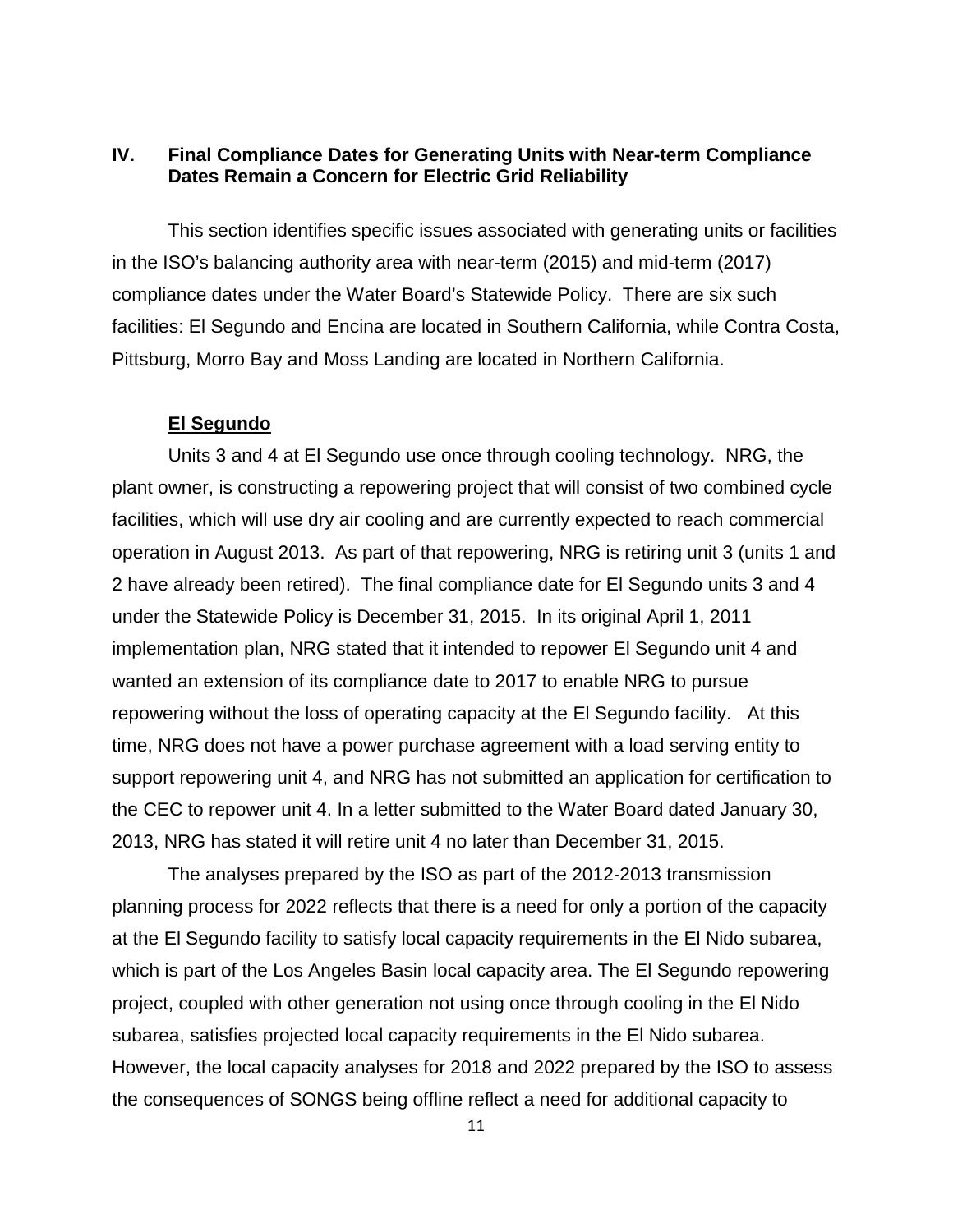## IV. Final Compliance Dates for Generating Units with Near-term Compliance Dates Remain a Concern for Electric Grid Reliability

This section identifies specific issues associated with generating units or facilities in the ISO's balancing authority area with near-term (2015) and mid-term (2017) compliance dates under the Water Board's Statewide Policy. There are six such facilities: El Segundo and Encina are located in Southern California, while Contra Costa, Pittsburg, Morro Bay and Moss Landing are located in Northern California.

**El Segundo**

Units 3 and 4 at El Segundo use once through cooling technology. NRG, the plant owner, is constructing a repowering project that will consist of two combined cycle facilities, which will use dry air cooling and are currently expected to reach commercial operation in August 2013. As part of that repowering, NRG is retiring unit 3 (units 1 and 2 have already been retired). The final compliance date for El Segundo units 3 and 4 under the Statewide Policy is December 31, 2015. In its original April 1, 2011 implementation plan, NRG stated that it intended to repower El Segundo unit 4 and wanted an extension of its compliance date to 2017 to enable NRG to pursue repowering without the loss of operating capacity at the El Segundo facility. At this time, NRG does not have a power purchase agreement with a load serving entity to support repowering unit 4, and NRG has not submitted an application for certification to the CEC to repower unit 4. In a letter submitted to the Water Board dated January 30, 2013, NRG has stated it will retire unit 4 no later than December 31, 2015.

The analyses prepared by the ISO as part of the 2012-2013 transmission planning process for 2022 reflects that there is a need for only a portion of the capacity at the El Segundo facility to satisfy local capacity requirements in the El Nido subarea, which is part of the Los Angeles Basin local capacity area. The El Segundo repowering project, coupled with other generation not using once through cooling in the El Nido subarea, satisfies projected local capacity requirements in the El Nido subarea. However, the local capacity analyses for 2018 and 2022 prepared by the ISO to assess the consequences of SONGS being offline reflect a need for additional capacity to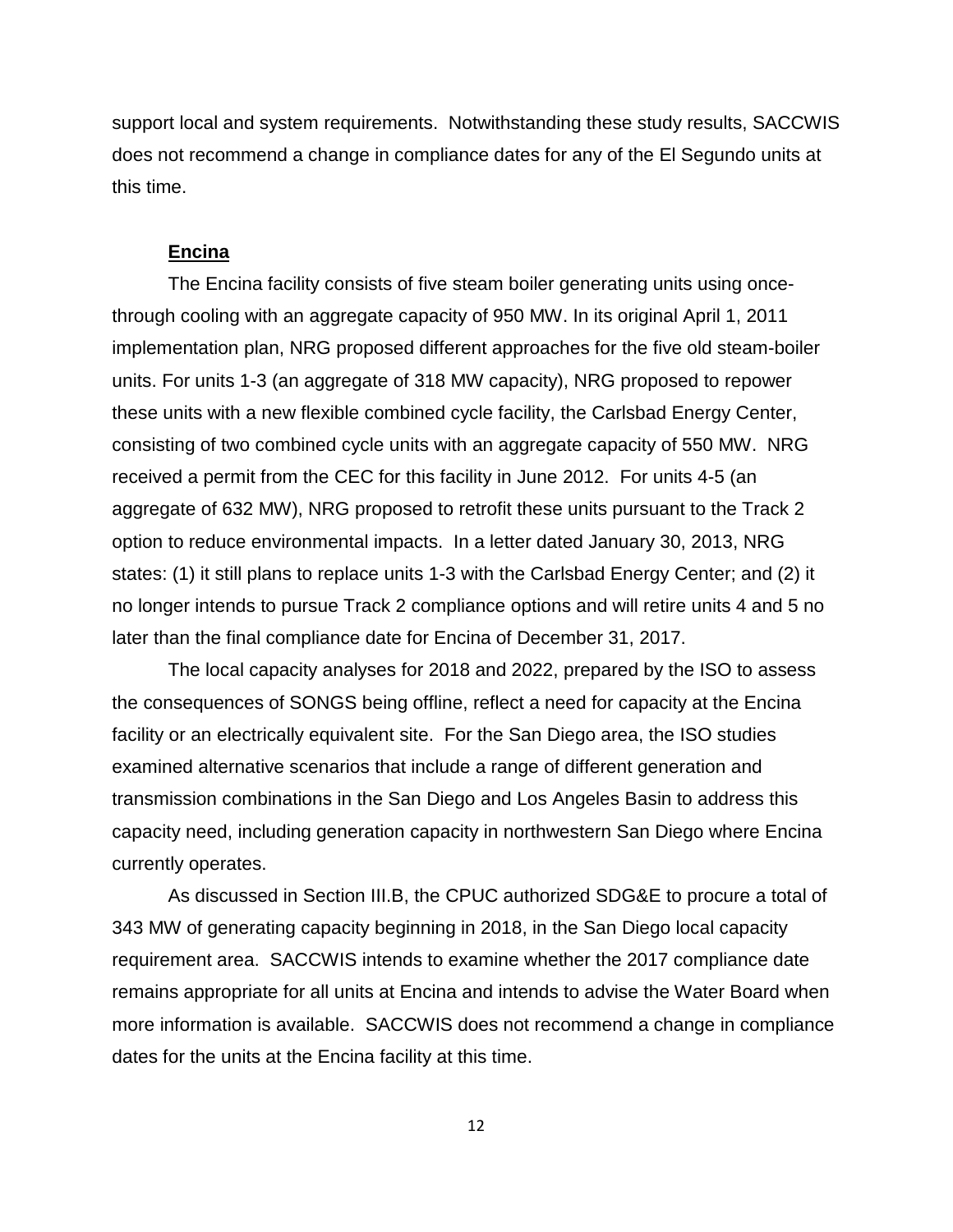support local and system requirements. Notwithstanding these study results, SACCWIS does not recommend a change in compliance dates for any of the El Segundo units at this time.

**Encina**

The Encina facility consists of five steam boiler generating units using once-through cooling with an aggregate capacity of 950 MW. In its original April 1, 2011 implementation plan, NRG proposed different approaches for the five old steam-boiler units. For units 1-3 (an aggregate of 318 MW capacity), NRG proposed to repower these units with a new flexible combined cycle facility, the Carlsbad Energy Center, consisting of two combined cycle units with an aggregate capacity of 550 MW. NRG received a permit from the CEC for this facility in June 2012. For units 4-5 (an aggregate of 632 MW), NRG proposed to retrofit these units pursuant to the Track 2 option to reduce environmental impacts. In a letter dated January 30, 2013, NRG states: (1) it still plans to replace units 1-3 with the Carlsbad Energy Center; and (2) it no longer intends to pursue Track 2 compliance options and will retire units 4 and 5 no later than the final compliance date for Encina of December 31, 2017.

The local capacity analyses for 2018 and 2022, prepared by the ISO to assess the consequences of SONGS being offline, reflect a need for capacity at the Encina facility or an electrically equivalent site. For the San Diego area, the ISO studies examined alternative scenarios that include a range of different generation and transmission combinations in the San Diego and Los Angeles Basin to address this capacity need, including generation capacity in northwestern San Diego where Encina currently operates.

As discussed in Section III.B, the CPUC authorized SDG&E to procure a total of 343 MW of generating capacity beginning in 2018, in the San Diego local capacity requirement area. SACCWIS intends to examine whether the 2017 compliance date remains appropriate for all units at Encina and intends to advise the Water Board when more information is available. SACCWIS does not recommend a change in compliance dates for the units at the Encina facility at this time.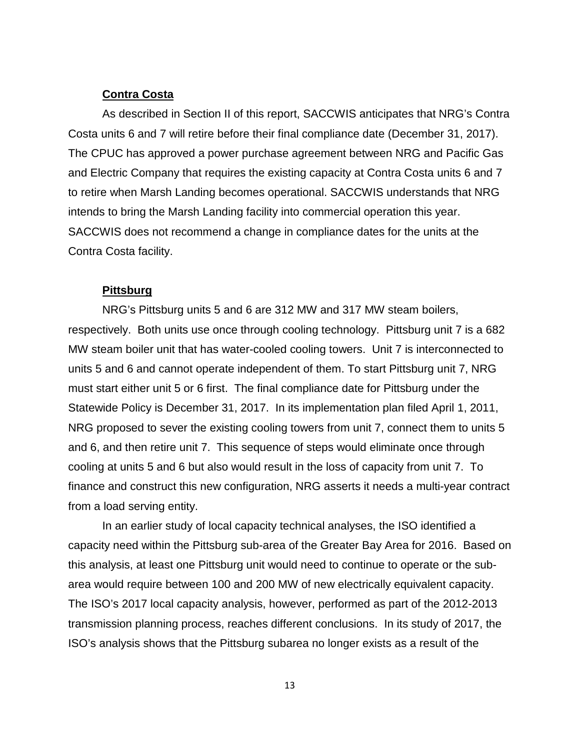### Contra Costa

As described in Section II of this report, SACCWIS anticipates that NRG's Contra Costa units 6 and 7 will retire before their final compliance date (December 31, 2017). The CPUC has approved a power purchase agreement between NRG and Pacific Gas and Electric Company that requires the existing capacity at Contra Costa units 6 and 7 to retire when Marsh Landing becomes operational. SACCWIS understands that NRG intends to bring the Marsh Landing facility into commercial operation this year. SACCWIS does not recommend a change in compliance dates for the units at the Contra Costa facility.

### Pittsburg

NRG's Pittsburg units 5 and 6 are 312 MW and 317 MW steam boilers, respectively. Both units use once through cooling technology. Pittsburg unit 7 is a 682 MW steam boiler unit that has water-cooled cooling towers. Unit 7 is interconnected to units 5 and 6 and cannot operate independent of them. To start Pittsburg unit 7, NRG must start either unit 5 or 6 first. The final compliance date for Pittsburg under the Statewide Policy is December 31, 2017. In its implementation plan filed April 1, 2011, NRG proposed to sever the existing cooling towers from unit 7, connect them to units 5 and 6, and then retire unit 7. This sequence of steps would eliminate once through cooling at units 5 and 6 but also would result in the loss of capacity from unit 7. To finance and construct this new configuration, NRG asserts it needs a multi-year contract from a load serving entity.

In an earlier study of local capacity technical analyses, the ISO identified a capacity need within the Pittsburg sub-area of the Greater Bay Area for 2016. Based on this analysis, at least one Pittsburg unit would need to continue to operate or the sub-area would require between 100 and 200 MW of new electrically equivalent capacity. The ISO's 2017 local capacity analysis, however, performed as part of the 2012-2013 transmission planning process, reaches different conclusions. In its study of 2017, the ISO's analysis shows that the Pittsburg subarea no longer exists as a result of the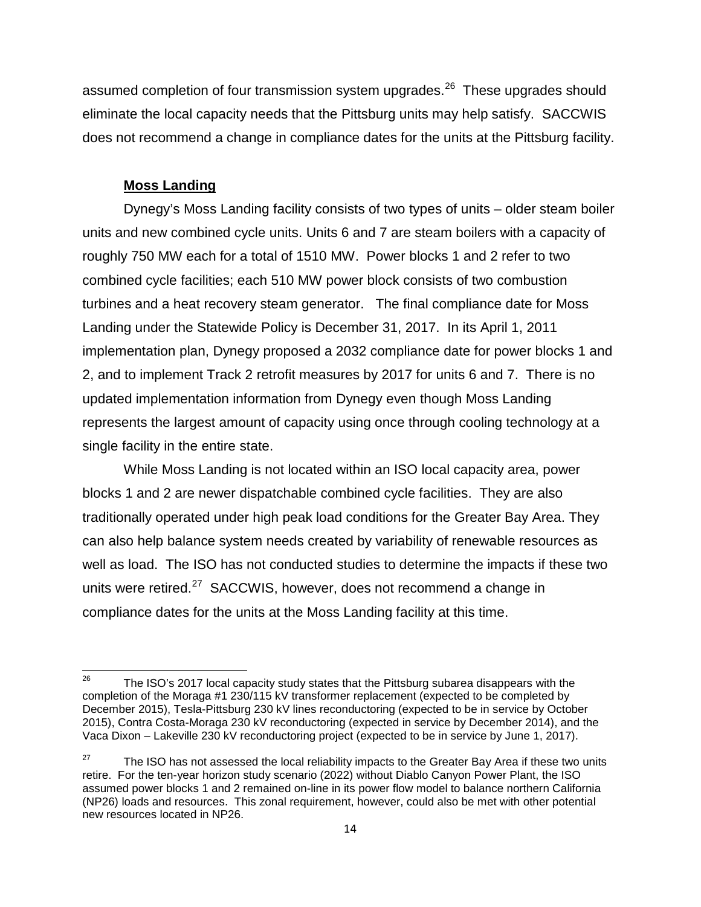assumed completion of four transmission system upgrades.[26] These upgrades should eliminate the local capacity needs that the Pittsburg units may help satisfy. SACCWIS does not recommend a change in compliance dates for the units at the Pittsburg facility.

**Moss Landing**

Dynegy's Moss Landing facility consists of two types of units – older steam boiler units and new combined cycle units. Units 6 and 7 are steam boilers with a capacity of roughly 750 MW each for a total of 1510 MW. Power blocks 1 and 2 refer to two combined cycle facilities; each 510 MW power block consists of two combustion turbines and a heat recovery steam generator. The final compliance date for Moss Landing under the Statewide Policy is December 31, 2017. In its April 1, 2011 implementation plan, Dynegy proposed a 2032 compliance date for power blocks 1 and 2, and to implement Track 2 retrofit measures by 2017 for units 6 and 7. There is no updated implementation information from Dynegy even though Moss Landing represents the largest amount of capacity using once through cooling technology at a single facility in the entire state.

While Moss Landing is not located within an ISO local capacity area, power blocks 1 and 2 are newer dispatchable combined cycle facilities. They are also traditionally operated under high peak load conditions for the Greater Bay Area. They can also help balance system needs created by variability of renewable resources as well as load. The ISO has not conducted studies to determine the impacts if these two units were retired.[27] SACCWIS, however, does not recommend a change in compliance dates for the units at the Moss Landing facility at this time.

---

[26] The ISO's 2017 local capacity study states that the Pittsburg subarea disappears with the completion of the Moraga #1 230/115 kV transformer replacement (expected to be completed by December 2015), Tesla-Pittsburg 230 kV lines reconductoring (expected to be in service by October 2015), Contra Costa-Moraga 230 kV reconductoring (expected in service by December 2014), and the Vaca Dixon – Lakeville 230 kV reconductoring project (expected to be in service by June 1, 2017).

[27] The ISO has not assessed the local reliability impacts to the Greater Bay Area if these two units retire. For the ten-year horizon study scenario (2022) without Diablo Canyon Power Plant, the ISO assumed power blocks 1 and 2 remained on-line in its power flow model to balance northern California (NP26) loads and resources. This zonal requirement, however, could also be met with other potential new resources located in NP26.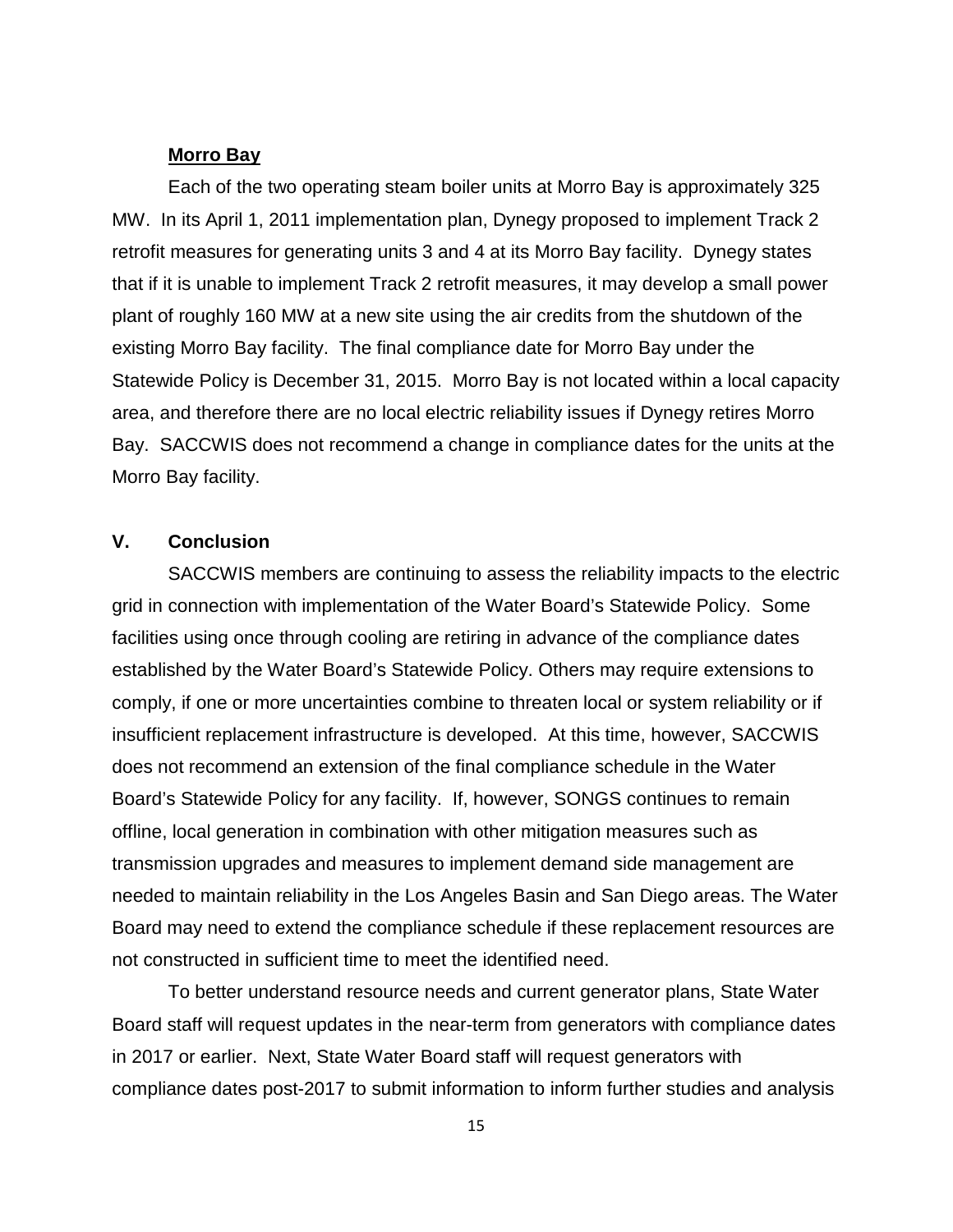**Morro Bay**

Each of the two operating steam boiler units at Morro Bay is approximately 325 MW. In its April 1, 2011 implementation plan, Dynegy proposed to implement Track 2 retrofit measures for generating units 3 and 4 at its Morro Bay facility. Dynegy states that if it is unable to implement Track 2 retrofit measures, it may develop a small power plant of roughly 160 MW at a new site using the air credits from the shutdown of the existing Morro Bay facility. The final compliance date for Morro Bay under the Statewide Policy is December 31, 2015. Morro Bay is not located within a local capacity area, and therefore there are no local electric reliability issues if Dynegy retires Morro Bay. SACCWIS does not recommend a change in compliance dates for the units at the Morro Bay facility.

## V. Conclusion

SACCWIS members are continuing to assess the reliability impacts to the electric grid in connection with implementation of the Water Board's Statewide Policy. Some facilities using once through cooling are retiring in advance of the compliance dates established by the Water Board's Statewide Policy. Others may require extensions to comply, if one or more uncertainties combine to threaten local or system reliability or if insufficient replacement infrastructure is developed. At this time, however, SACCWIS does not recommend an extension of the final compliance schedule in the Water Board's Statewide Policy for any facility. If, however, SONGS continues to remain offline, local generation in combination with other mitigation measures such as transmission upgrades and measures to implement demand side management are needed to maintain reliability in the Los Angeles Basin and San Diego areas. The Water Board may need to extend the compliance schedule if these replacement resources are not constructed in sufficient time to meet the identified need.

To better understand resource needs and current generator plans, State Water Board staff will request updates in the near-term from generators with compliance dates in 2017 or earlier. Next, State Water Board staff will request generators with compliance dates post-2017 to submit information to inform further studies and analysis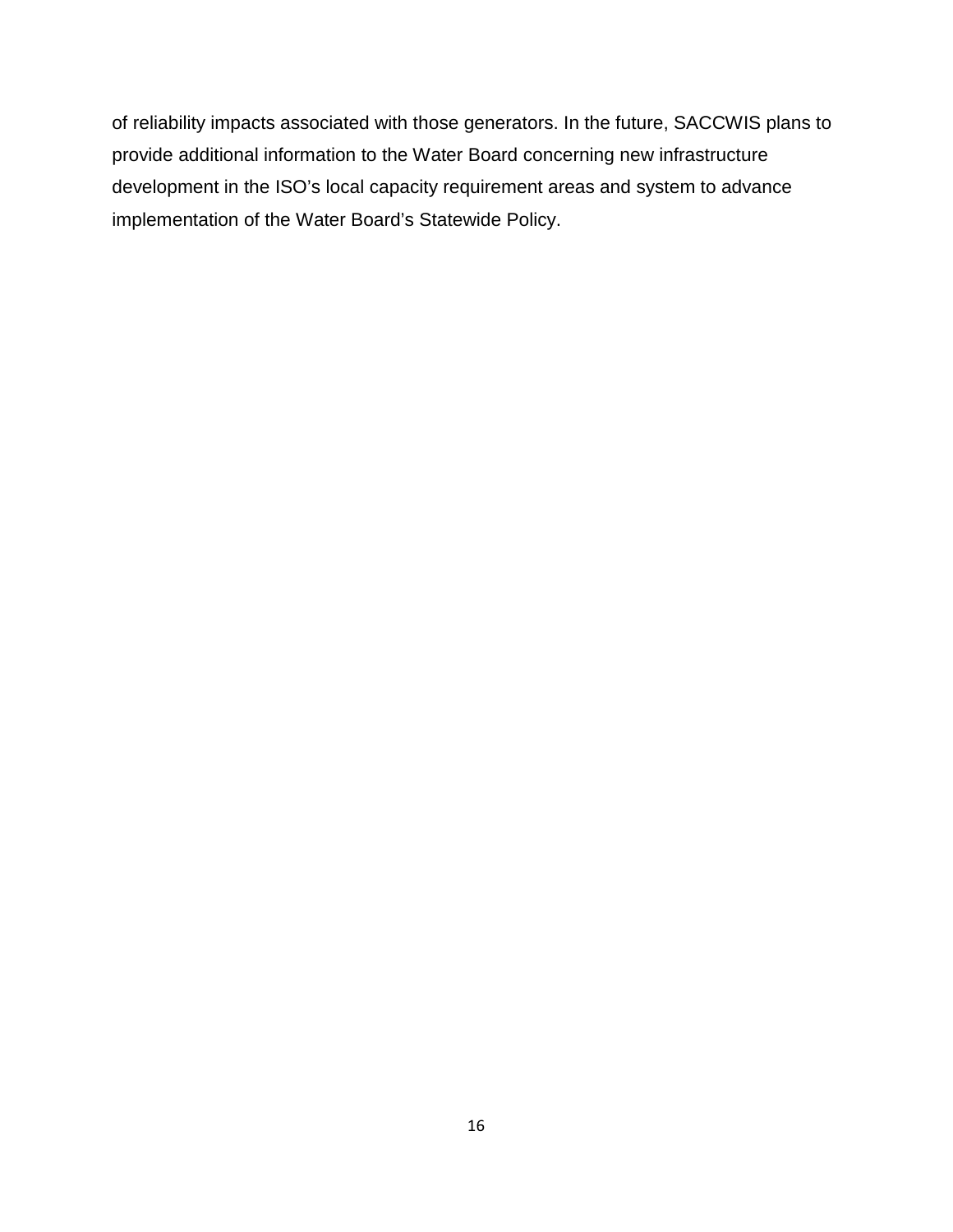of reliability impacts associated with those generators. In the future, SACCWIS plans to provide additional information to the Water Board concerning new infrastructure development in the ISO's local capacity requirement areas and system to advance implementation of the Water Board's Statewide Policy.